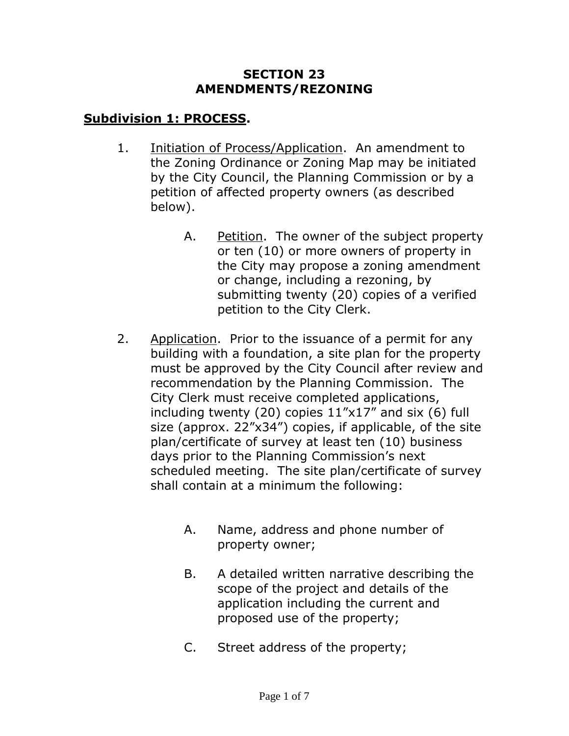# SECTION 23
# AMENDMENTS/REZONING

## **Subdivision 1: PROCESS.**

1. Initiation of Process/Application. An amendment to the Zoning Ordinance or Zoning Map may be initiated by the City Council, the Planning Commission or by a petition of affected property owners (as described below).

    A. Petition. The owner of the subject property or ten (10) or more owners of property in the City may propose a zoning amendment or change, including a rezoning, by submitting twenty (20) copies of a verified petition to the City Clerk.

2. Application. Prior to the issuance of a permit for any building with a foundation, a site plan for the property must be approved by the City Council after review and recommendation by the Planning Commission. The City Clerk must receive completed applications, including twenty (20) copies 11"x17" and six (6) full size (approx. 22"x34") copies, if applicable, of the site plan/certificate of survey at least ten (10) business days prior to the Planning Commission's next scheduled meeting. The site plan/certificate of survey shall contain at a minimum the following:

    A. Name, address and phone number of property owner;

    B. A detailed written narrative describing the scope of the project and details of the application including the current and proposed use of the property;

    C. Street address of the property;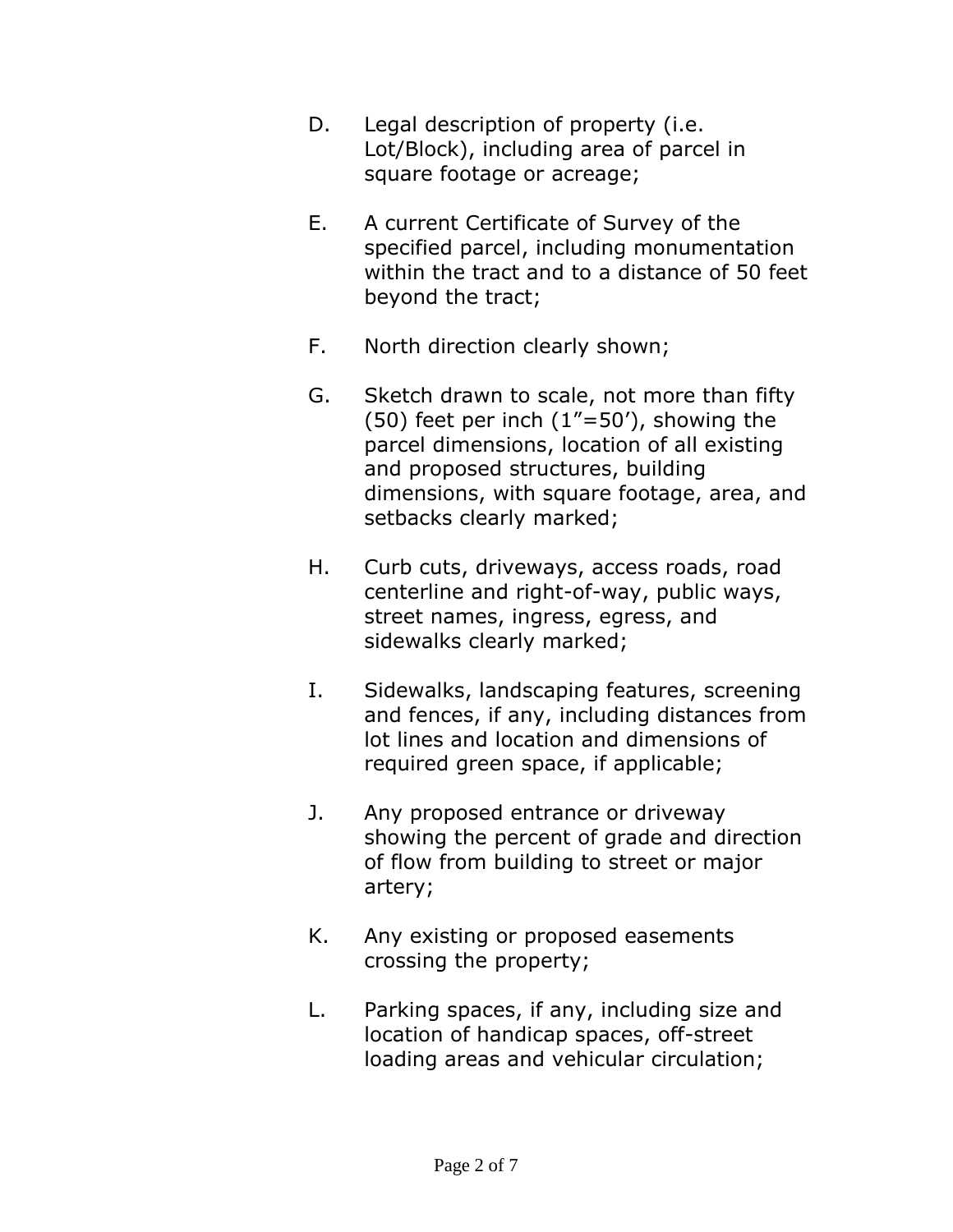D. Legal description of property (i.e. Lot/Block), including area of parcel in square footage or acreage;

E. A current Certificate of Survey of the specified parcel, including monumentation within the tract and to a distance of 50 feet beyond the tract;

F. North direction clearly shown;

G. Sketch drawn to scale, not more than fifty (50) feet per inch (1"=50'), showing the parcel dimensions, location of all existing and proposed structures, building dimensions, with square footage, area, and setbacks clearly marked;

H. Curb cuts, driveways, access roads, road centerline and right-of-way, public ways, street names, ingress, egress, and sidewalks clearly marked;

I. Sidewalks, landscaping features, screening and fences, if any, including distances from lot lines and location and dimensions of required green space, if applicable;

J. Any proposed entrance or driveway showing the percent of grade and direction of flow from building to street or major artery;

K. Any existing or proposed easements crossing the property;

L. Parking spaces, if any, including size and location of handicap spaces, off-street loading areas and vehicular circulation;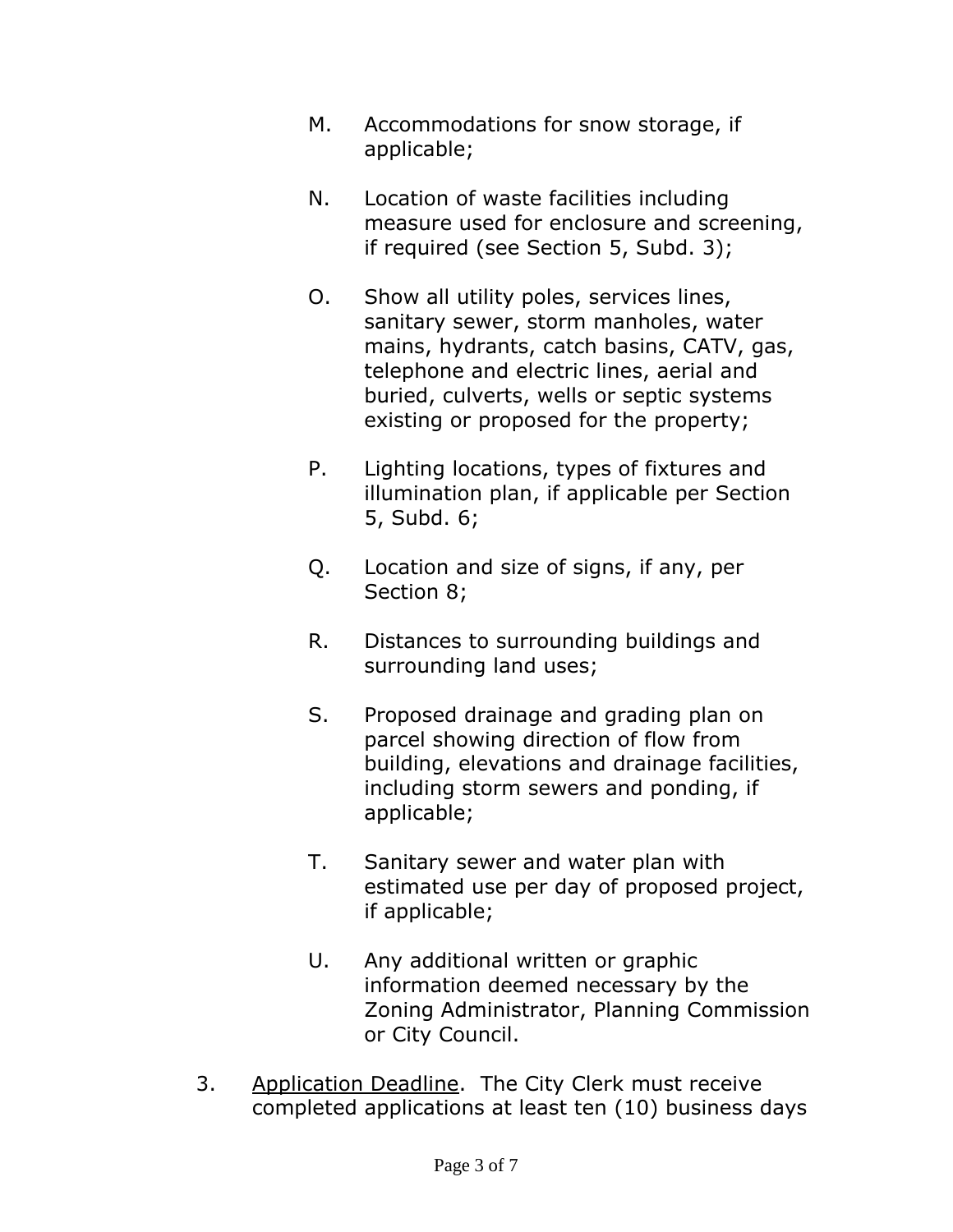M. Accommodations for snow storage, if applicable;

N. Location of waste facilities including measure used for enclosure and screening, if required (see Section 5, Subd. 3);

O. Show all utility poles, services lines, sanitary sewer, storm manholes, water mains, hydrants, catch basins, CATV, gas, telephone and electric lines, aerial and buried, culverts, wells or septic systems existing or proposed for the property;

P. Lighting locations, types of fixtures and illumination plan, if applicable per Section 5, Subd. 6;

Q. Location and size of signs, if any, per Section 8;

R. Distances to surrounding buildings and surrounding land uses;

S. Proposed drainage and grading plan on parcel showing direction of flow from building, elevations and drainage facilities, including storm sewers and ponding, if applicable;

T. Sanitary sewer and water plan with estimated use per day of proposed project, if applicable;

U. Any additional written or graphic information deemed necessary by the Zoning Administrator, Planning Commission or City Council.

3. Application Deadline. The City Clerk must receive completed applications at least ten (10) business days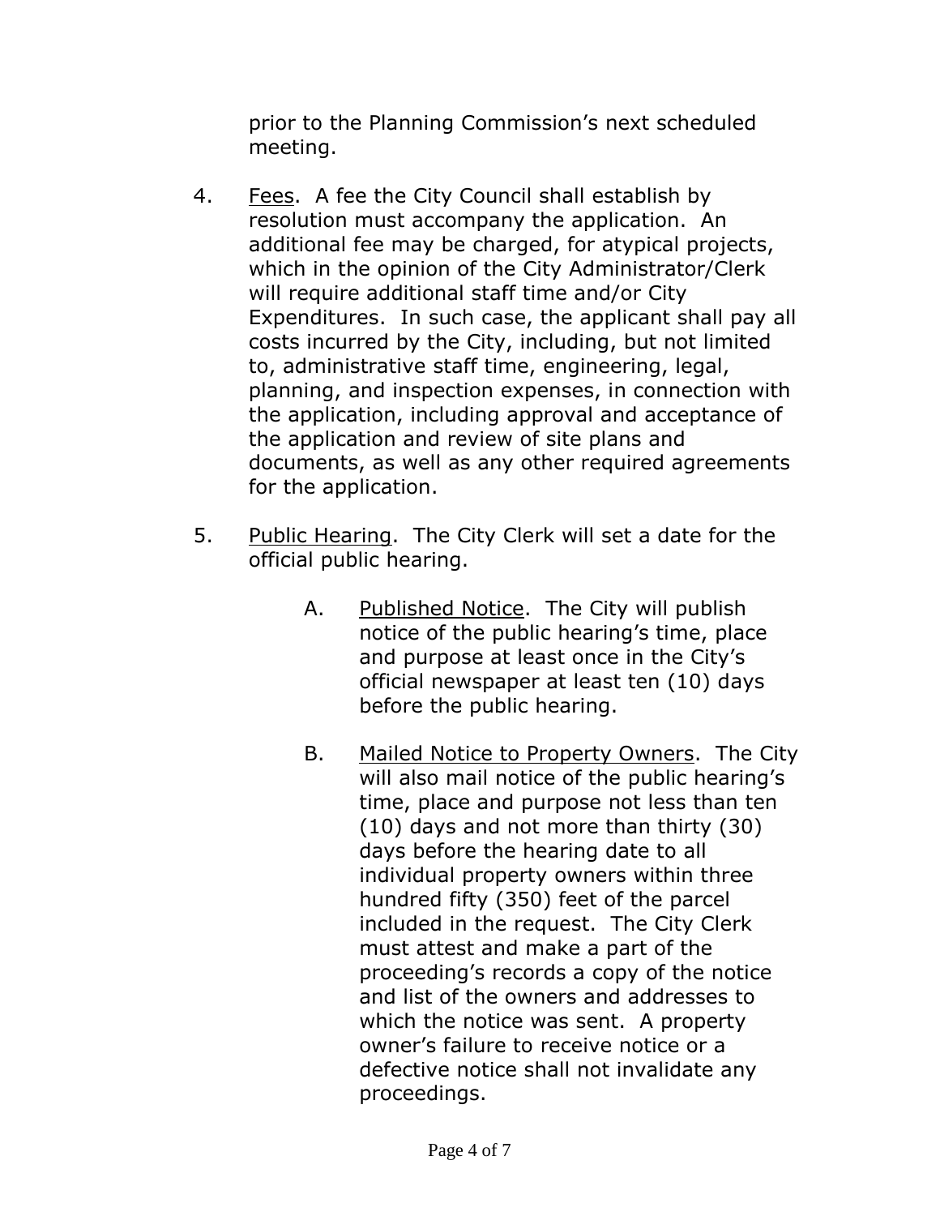prior to the Planning Commission's next scheduled meeting.

4. Fees. A fee the City Council shall establish by resolution must accompany the application. An additional fee may be charged, for atypical projects, which in the opinion of the City Administrator/Clerk will require additional staff time and/or City Expenditures. In such case, the applicant shall pay all costs incurred by the City, including, but not limited to, administrative staff time, engineering, legal, planning, and inspection expenses, in connection with the application, including approval and acceptance of the application and review of site plans and documents, as well as any other required agreements for the application.

5. Public Hearing. The City Clerk will set a date for the official public hearing.

   A. Published Notice. The City will publish notice of the public hearing's time, place and purpose at least once in the City's official newspaper at least ten (10) days before the public hearing.

   B. Mailed Notice to Property Owners. The City will also mail notice of the public hearing's time, place and purpose not less than ten (10) days and not more than thirty (30) days before the hearing date to all individual property owners within three hundred fifty (350) feet of the parcel included in the request. The City Clerk must attest and make a part of the proceeding's records a copy of the notice and list of the owners and addresses to which the notice was sent. A property owner's failure to receive notice or a defective notice shall not invalidate any proceedings.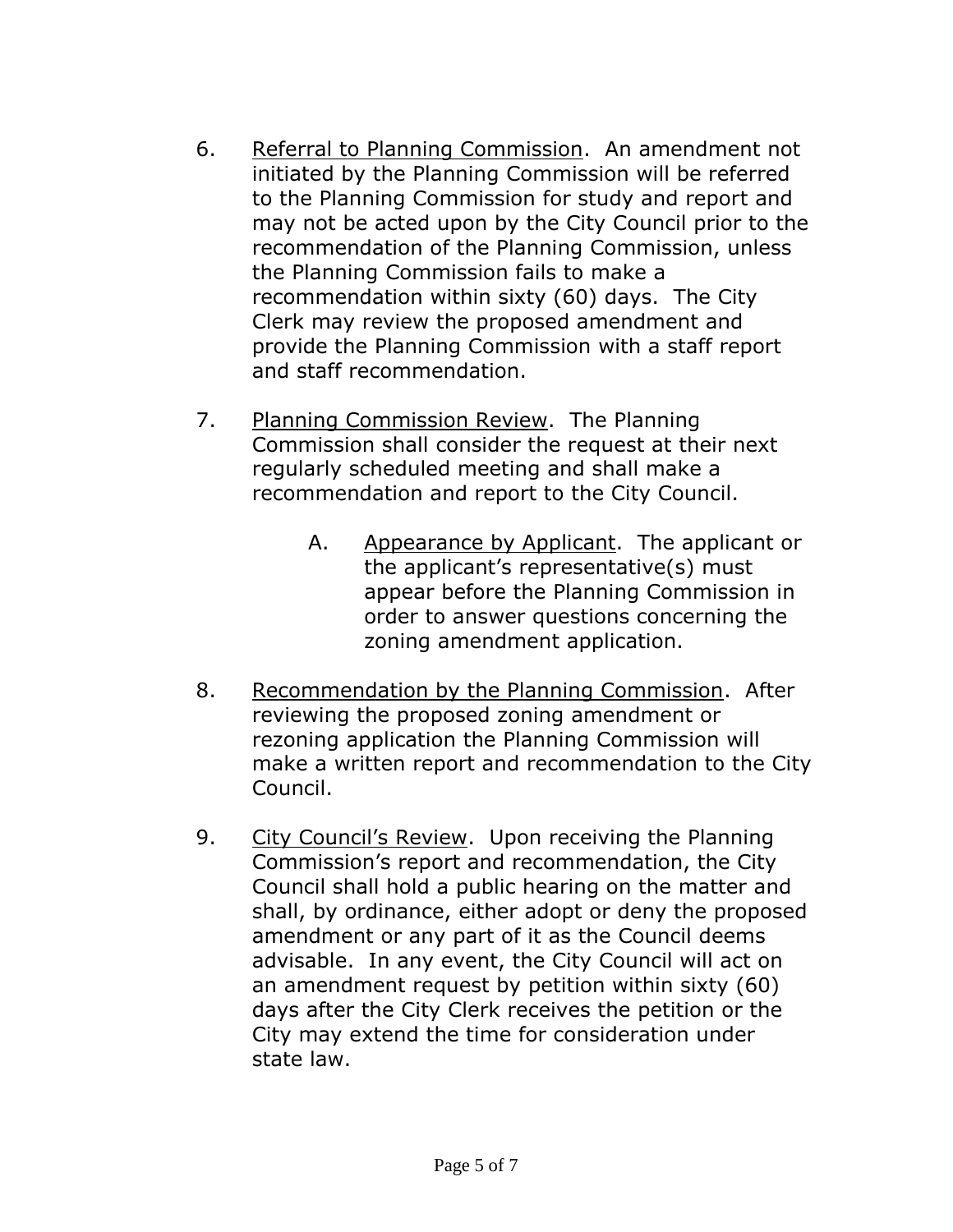6. Referral to Planning Commission. An amendment not initiated by the Planning Commission will be referred to the Planning Commission for study and report and may not be acted upon by the City Council prior to the recommendation of the Planning Commission, unless the Planning Commission fails to make a recommendation within sixty (60) days. The City Clerk may review the proposed amendment and provide the Planning Commission with a staff report and staff recommendation.

7. Planning Commission Review. The Planning Commission shall consider the request at their next regularly scheduled meeting and shall make a recommendation and report to the City Council.

   A. Appearance by Applicant. The applicant or the applicant's representative(s) must appear before the Planning Commission in order to answer questions concerning the zoning amendment application.

8. Recommendation by the Planning Commission. After reviewing the proposed zoning amendment or rezoning application the Planning Commission will make a written report and recommendation to the City Council.

9. City Council's Review. Upon receiving the Planning Commission's report and recommendation, the City Council shall hold a public hearing on the matter and shall, by ordinance, either adopt or deny the proposed amendment or any part of it as the Council deems advisable. In any event, the City Council will act on an amendment request by petition within sixty (60) days after the City Clerk receives the petition or the City may extend the time for consideration under state law.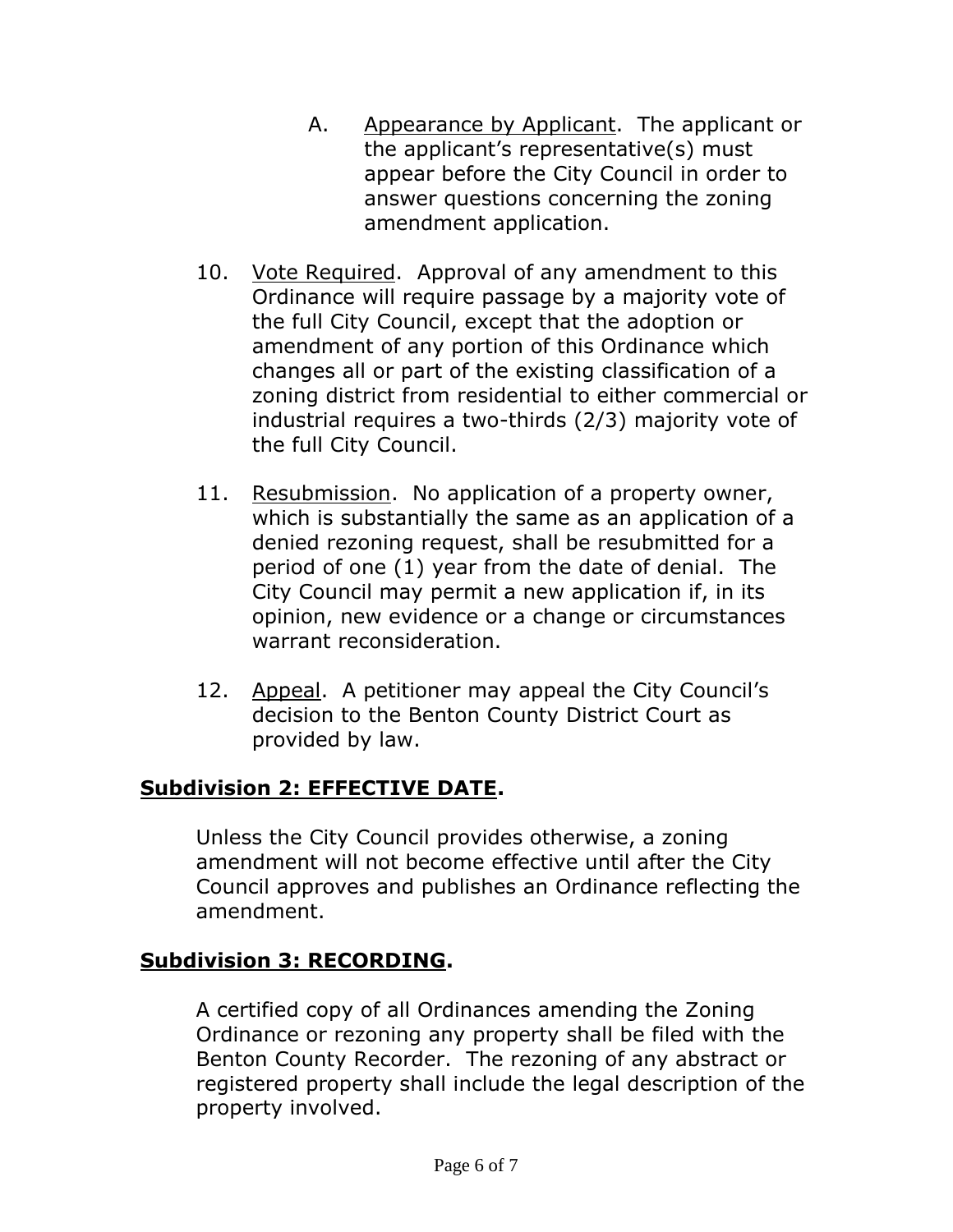A. Appearance by Applicant. The applicant or the applicant's representative(s) must appear before the City Council in order to answer questions concerning the zoning amendment application.

10. Vote Required. Approval of any amendment to this Ordinance will require passage by a majority vote of the full City Council, except that the adoption or amendment of any portion of this Ordinance which changes all or part of the existing classification of a zoning district from residential to either commercial or industrial requires a two-thirds (2/3) majority vote of the full City Council.

11. Resubmission. No application of a property owner, which is substantially the same as an application of a denied rezoning request, shall be resubmitted for a period of one (1) year from the date of denial. The City Council may permit a new application if, in its opinion, new evidence or a change or circumstances warrant reconsideration.

12. Appeal. A petitioner may appeal the City Council's decision to the Benton County District Court as provided by law.

## Subdivision 2: EFFECTIVE DATE.

Unless the City Council provides otherwise, a zoning amendment will not become effective until after the City Council approves and publishes an Ordinance reflecting the amendment.

## Subdivision 3: RECORDING.

A certified copy of all Ordinances amending the Zoning Ordinance or rezoning any property shall be filed with the Benton County Recorder. The rezoning of any abstract or registered property shall include the legal description of the property involved.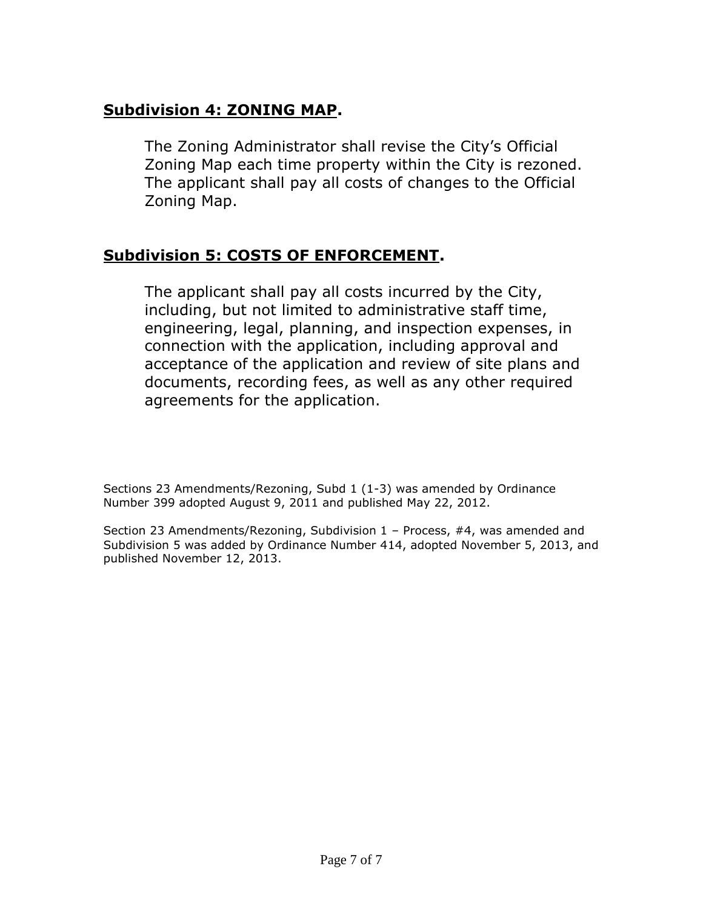## **Subdivision 4: ZONING MAP.**

The Zoning Administrator shall revise the City's Official Zoning Map each time property within the City is rezoned. The applicant shall pay all costs of changes to the Official Zoning Map.

## **Subdivision 5: COSTS OF ENFORCEMENT.**

The applicant shall pay all costs incurred by the City, including, but not limited to administrative staff time, engineering, legal, planning, and inspection expenses, in connection with the application, including approval and acceptance of the application and review of site plans and documents, recording fees, as well as any other required agreements for the application.

Sections 23 Amendments/Rezoning, Subd 1 (1-3) was amended by Ordinance Number 399 adopted August 9, 2011 and published May 22, 2012.

Section 23 Amendments/Rezoning, Subdivision 1 – Process, #4, was amended and Subdivision 5 was added by Ordinance Number 414, adopted November 5, 2013, and published November 12, 2013.